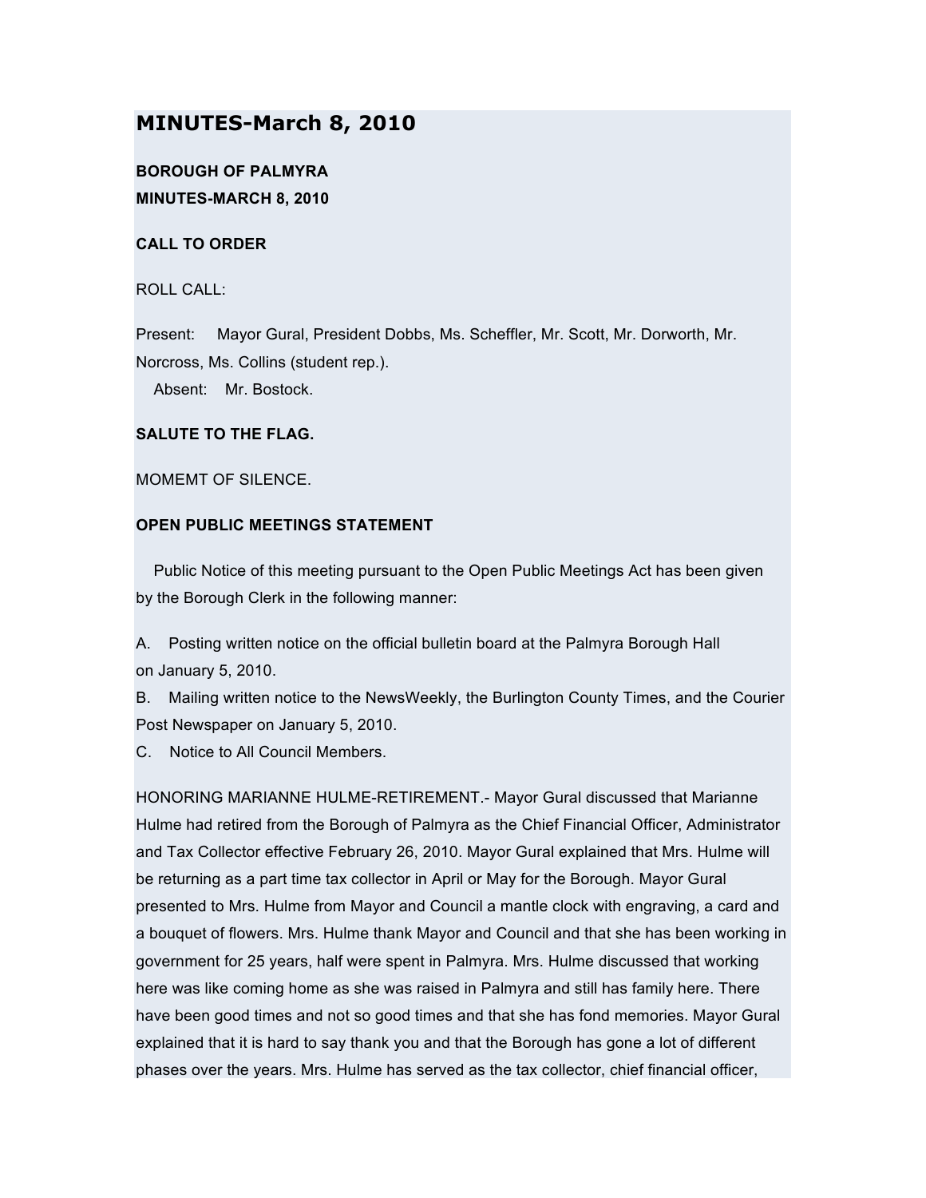# MINUTES-March 8, 2010

**BOROUGH OF PALMYRA**
**MINUTES-MARCH 8, 2010**

**CALL TO ORDER**

ROLL CALL:

Present: Mayor Gural, President Dobbs, Ms. Scheffler, Mr. Scott, Mr. Dorworth, Mr. Norcross, Ms. Collins (student rep.).
Absent: Mr. Bostock.

**SALUTE TO THE FLAG.**

MOMEMT OF SILENCE.

**OPEN PUBLIC MEETINGS STATEMENT**

Public Notice of this meeting pursuant to the Open Public Meetings Act has been given by the Borough Clerk in the following manner:

A. Posting written notice on the official bulletin board at the Palmyra Borough Hall on January 5, 2010.
B. Mailing written notice to the NewsWeekly, the Burlington County Times, and the Courier Post Newspaper on January 5, 2010.
C. Notice to All Council Members.

HONORING MARIANNE HULME-RETIREMENT.- Mayor Gural discussed that Marianne Hulme had retired from the Borough of Palmyra as the Chief Financial Officer, Administrator and Tax Collector effective February 26, 2010. Mayor Gural explained that Mrs. Hulme will be returning as a part time tax collector in April or May for the Borough. Mayor Gural presented to Mrs. Hulme from Mayor and Council a mantle clock with engraving, a card and a bouquet of flowers. Mrs. Hulme thank Mayor and Council and that she has been working in government for 25 years, half were spent in Palmyra. Mrs. Hulme discussed that working here was like coming home as she was raised in Palmyra and still has family here. There have been good times and not so good times and that she has fond memories. Mayor Gural explained that it is hard to say thank you and that the Borough has gone a lot of different phases over the years. Mrs. Hulme has served as the tax collector, chief financial officer,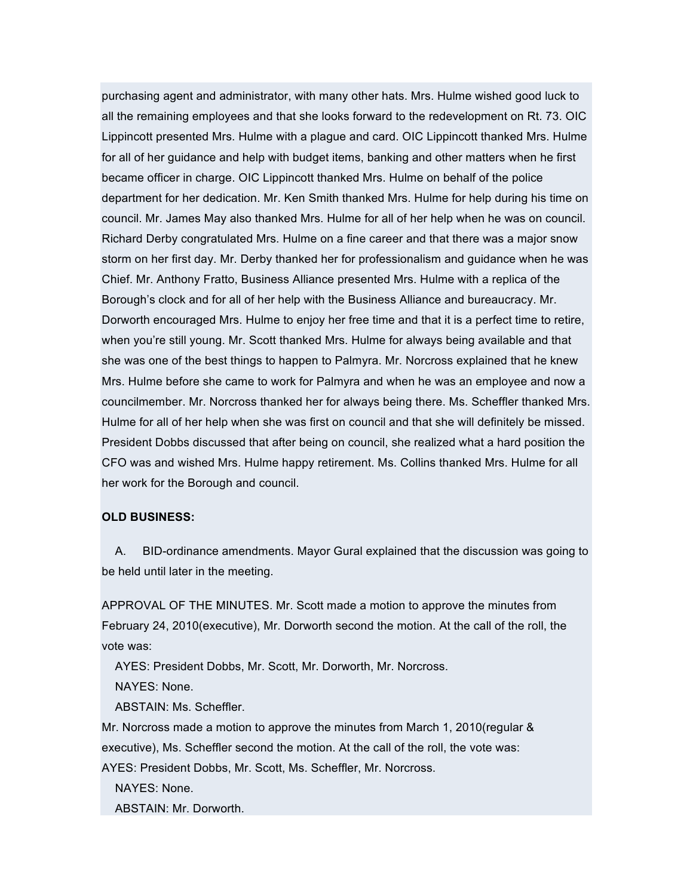purchasing agent and administrator, with many other hats. Mrs. Hulme wished good luck to all the remaining employees and that she looks forward to the redevelopment on Rt. 73. OIC Lippincott presented Mrs. Hulme with a plague and card. OIC Lippincott thanked Mrs. Hulme for all of her guidance and help with budget items, banking and other matters when he first became officer in charge. OIC Lippincott thanked Mrs. Hulme on behalf of the police department for her dedication. Mr. Ken Smith thanked Mrs. Hulme for help during his time on council. Mr. James May also thanked Mrs. Hulme for all of her help when he was on council. Richard Derby congratulated Mrs. Hulme on a fine career and that there was a major snow storm on her first day. Mr. Derby thanked her for professionalism and guidance when he was Chief. Mr. Anthony Fratto, Business Alliance presented Mrs. Hulme with a replica of the Borough's clock and for all of her help with the Business Alliance and bureaucracy. Mr. Dorworth encouraged Mrs. Hulme to enjoy her free time and that it is a perfect time to retire, when you're still young. Mr. Scott thanked Mrs. Hulme for always being available and that she was one of the best things to happen to Palmyra. Mr. Norcross explained that he knew Mrs. Hulme before she came to work for Palmyra and when he was an employee and now a councilmember. Mr. Norcross thanked her for always being there. Ms. Scheffler thanked Mrs. Hulme for all of her help when she was first on council and that she will definitely be missed. President Dobbs discussed that after being on council, she realized what a hard position the CFO was and wished Mrs. Hulme happy retirement. Ms. Collins thanked Mrs. Hulme for all her work for the Borough and council.

**OLD BUSINESS:**

A. BID-ordinance amendments. Mayor Gural explained that the discussion was going to be held until later in the meeting.

APPROVAL OF THE MINUTES. Mr. Scott made a motion to approve the minutes from February 24, 2010(executive), Mr. Dorworth second the motion. At the call of the roll, the vote was:

AYES: President Dobbs, Mr. Scott, Mr. Dorworth, Mr. Norcross.
NAYES: None.
ABSTAIN: Ms. Scheffler.

Mr. Norcross made a motion to approve the minutes from March 1, 2010(regular & executive), Ms. Scheffler second the motion. At the call of the roll, the vote was:

AYES: President Dobbs, Mr. Scott, Ms. Scheffler, Mr. Norcross.
NAYES: None.
ABSTAIN: Mr. Dorworth.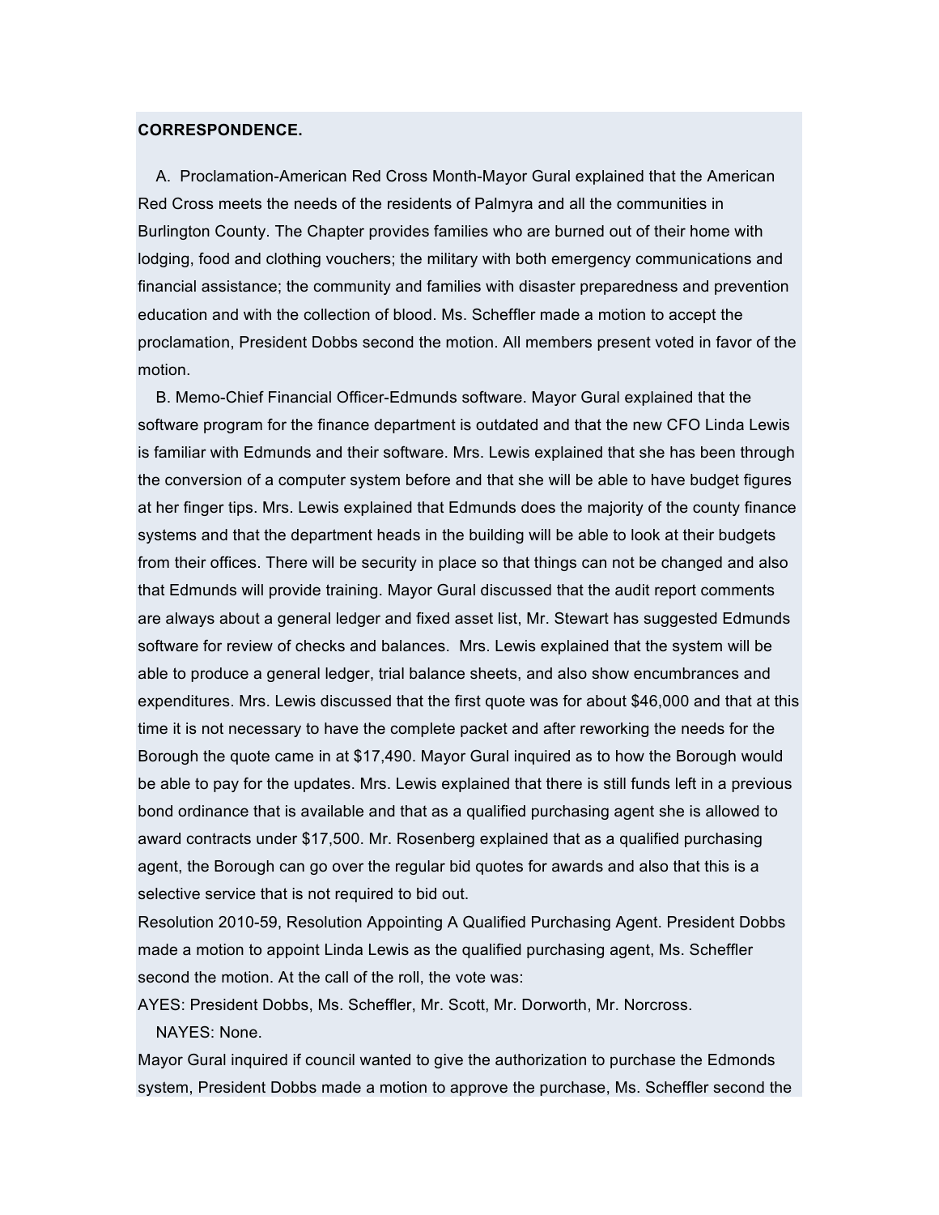**CORRESPONDENCE.**

A. Proclamation-American Red Cross Month-Mayor Gural explained that the American Red Cross meets the needs of the residents of Palmyra and all the communities in Burlington County. The Chapter provides families who are burned out of their home with lodging, food and clothing vouchers; the military with both emergency communications and financial assistance; the community and families with disaster preparedness and prevention education and with the collection of blood. Ms. Scheffler made a motion to accept the proclamation, President Dobbs second the motion. All members present voted in favor of the motion.

B. Memo-Chief Financial Officer-Edmunds software. Mayor Gural explained that the software program for the finance department is outdated and that the new CFO Linda Lewis is familiar with Edmunds and their software. Mrs. Lewis explained that she has been through the conversion of a computer system before and that she will be able to have budget figures at her finger tips. Mrs. Lewis explained that Edmunds does the majority of the county finance systems and that the department heads in the building will be able to look at their budgets from their offices. There will be security in place so that things can not be changed and also that Edmunds will provide training. Mayor Gural discussed that the audit report comments are always about a general ledger and fixed asset list, Mr. Stewart has suggested Edmunds software for review of checks and balances. Mrs. Lewis explained that the system will be able to produce a general ledger, trial balance sheets, and also show encumbrances and expenditures. Mrs. Lewis discussed that the first quote was for about $46,000 and that at this time it is not necessary to have the complete packet and after reworking the needs for the Borough the quote came in at $17,490. Mayor Gural inquired as to how the Borough would be able to pay for the updates. Mrs. Lewis explained that there is still funds left in a previous bond ordinance that is available and that as a qualified purchasing agent she is allowed to award contracts under $17,500. Mr. Rosenberg explained that as a qualified purchasing agent, the Borough can go over the regular bid quotes for awards and also that this is a selective service that is not required to bid out.

Resolution 2010-59, Resolution Appointing A Qualified Purchasing Agent. President Dobbs made a motion to appoint Linda Lewis as the qualified purchasing agent, Ms. Scheffler second the motion. At the call of the roll, the vote was:

AYES: President Dobbs, Ms. Scheffler, Mr. Scott, Mr. Dorworth, Mr. Norcross.

NAYES: None.

Mayor Gural inquired if council wanted to give the authorization to purchase the Edmonds system, President Dobbs made a motion to approve the purchase, Ms. Scheffler second the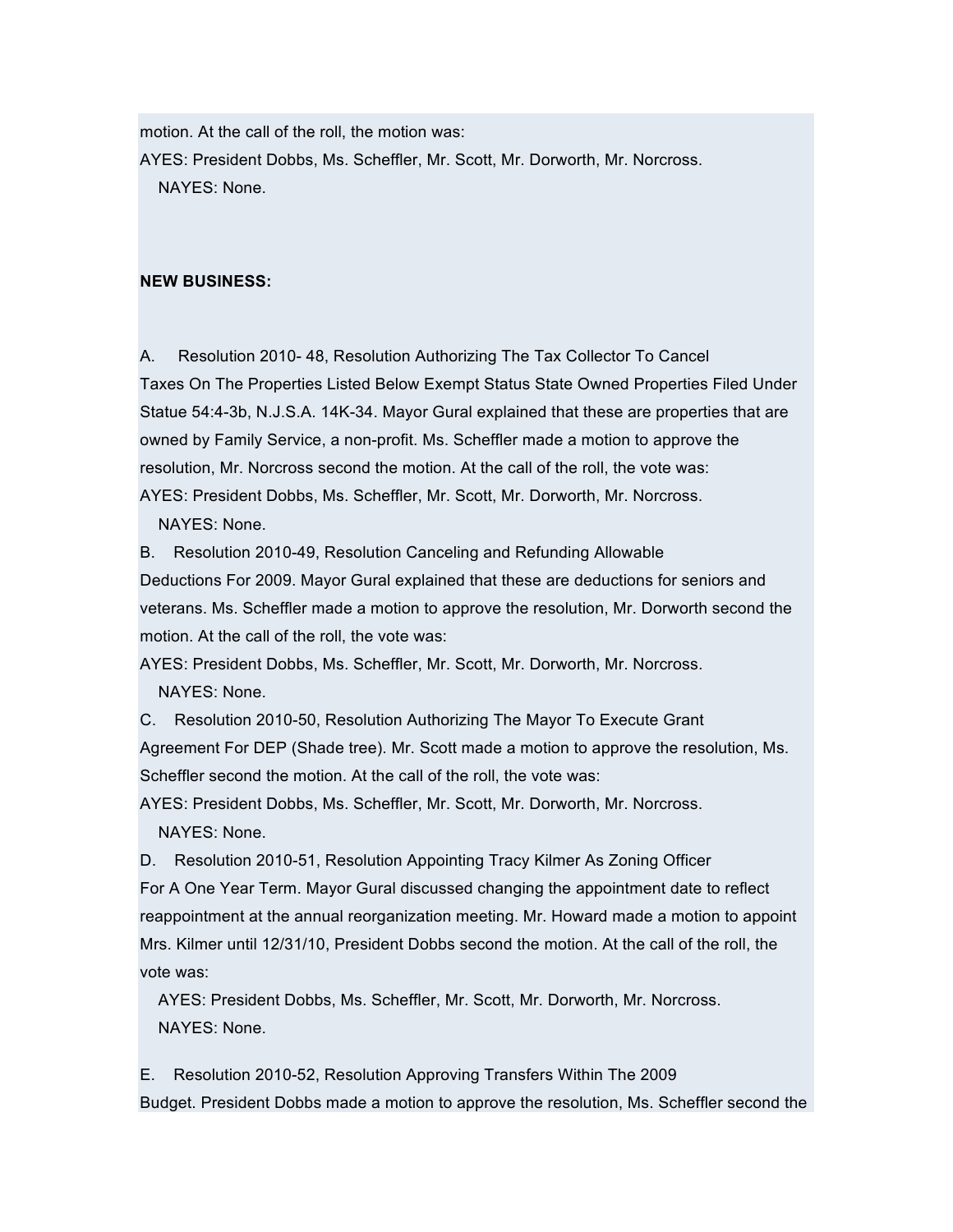motion. At the call of the roll, the motion was:
AYES: President Dobbs, Ms. Scheffler, Mr. Scott, Mr. Dorworth, Mr. Norcross.
NAYES: None.

**NEW BUSINESS:**

A. Resolution 2010- 48, Resolution Authorizing The Tax Collector To Cancel Taxes On The Properties Listed Below Exempt Status State Owned Properties Filed Under Statue 54:4-3b, N.J.S.A. 14K-34. Mayor Gural explained that these are properties that are owned by Family Service, a non-profit. Ms. Scheffler made a motion to approve the resolution, Mr. Norcross second the motion. At the call of the roll, the vote was:
AYES: President Dobbs, Ms. Scheffler, Mr. Scott, Mr. Dorworth, Mr. Norcross.
NAYES: None.

B. Resolution 2010-49, Resolution Canceling and Refunding Allowable Deductions For 2009. Mayor Gural explained that these are deductions for seniors and veterans. Ms. Scheffler made a motion to approve the resolution, Mr. Dorworth second the motion. At the call of the roll, the vote was:
AYES: President Dobbs, Ms. Scheffler, Mr. Scott, Mr. Dorworth, Mr. Norcross.
NAYES: None.

C. Resolution 2010-50, Resolution Authorizing The Mayor To Execute Grant Agreement For DEP (Shade tree). Mr. Scott made a motion to approve the resolution, Ms. Scheffler second the motion. At the call of the roll, the vote was:
AYES: President Dobbs, Ms. Scheffler, Mr. Scott, Mr. Dorworth, Mr. Norcross.
NAYES: None.

D. Resolution 2010-51, Resolution Appointing Tracy Kilmer As Zoning Officer For A One Year Term. Mayor Gural discussed changing the appointment date to reflect reappointment at the annual reorganization meeting. Mr. Howard made a motion to appoint Mrs. Kilmer until 12/31/10, President Dobbs second the motion. At the call of the roll, the vote was:
AYES: President Dobbs, Ms. Scheffler, Mr. Scott, Mr. Dorworth, Mr. Norcross.
NAYES: None.

E. Resolution 2010-52, Resolution Approving Transfers Within The 2009 Budget. President Dobbs made a motion to approve the resolution, Ms. Scheffler second the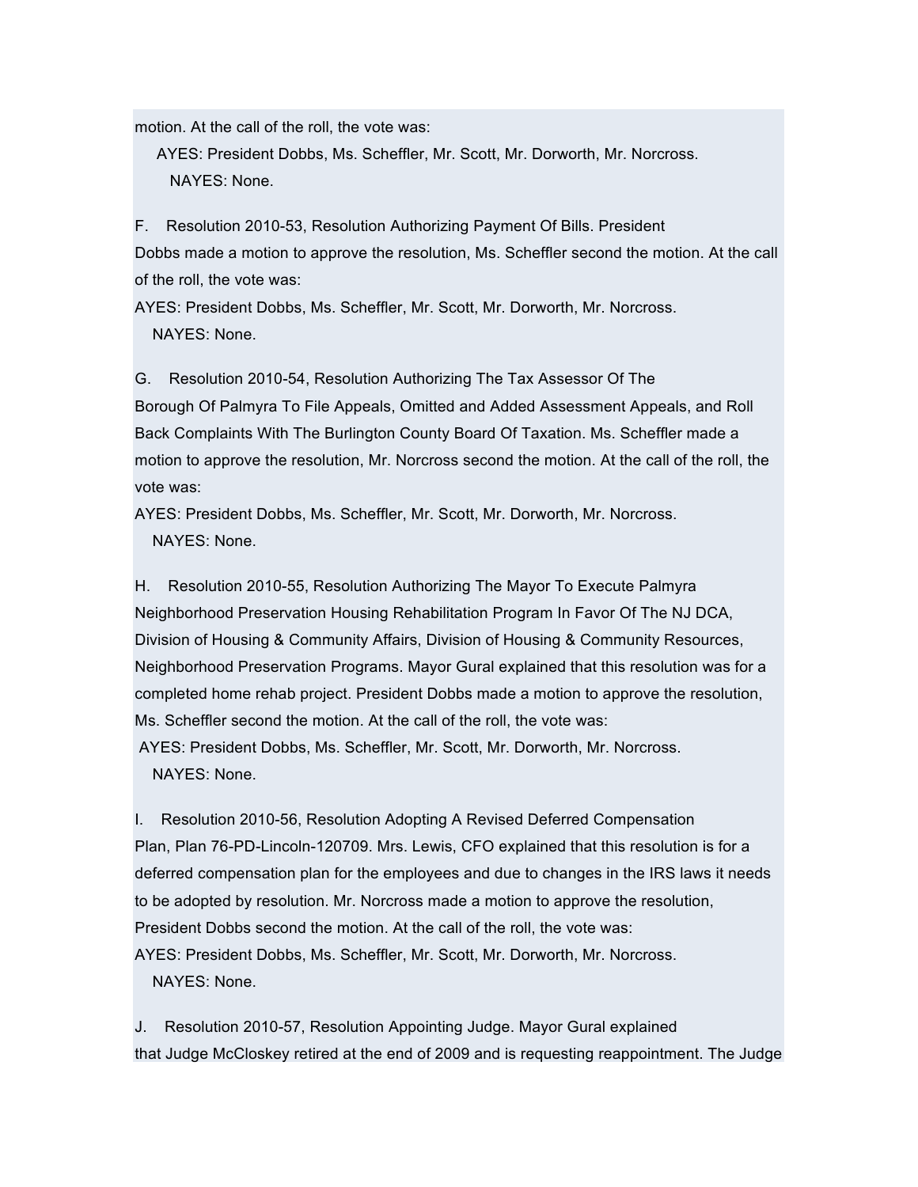motion. At the call of the roll, the vote was:

AYES: President Dobbs, Ms. Scheffler, Mr. Scott, Mr. Dorworth, Mr. Norcross.

NAYES: None.

F. Resolution 2010-53, Resolution Authorizing Payment Of Bills. President Dobbs made a motion to approve the resolution, Ms. Scheffler second the motion. At the call of the roll, the vote was:

AYES: President Dobbs, Ms. Scheffler, Mr. Scott, Mr. Dorworth, Mr. Norcross.

NAYES: None.

G. Resolution 2010-54, Resolution Authorizing The Tax Assessor Of The Borough Of Palmyra To File Appeals, Omitted and Added Assessment Appeals, and Roll Back Complaints With The Burlington County Board Of Taxation. Ms. Scheffler made a motion to approve the resolution, Mr. Norcross second the motion. At the call of the roll, the vote was:

AYES: President Dobbs, Ms. Scheffler, Mr. Scott, Mr. Dorworth, Mr. Norcross.

NAYES: None.

H. Resolution 2010-55, Resolution Authorizing The Mayor To Execute Palmyra Neighborhood Preservation Housing Rehabilitation Program In Favor Of The NJ DCA, Division of Housing & Community Affairs, Division of Housing & Community Resources, Neighborhood Preservation Programs. Mayor Gural explained that this resolution was for a completed home rehab project. President Dobbs made a motion to approve the resolution, Ms. Scheffler second the motion. At the call of the roll, the vote was:

AYES: President Dobbs, Ms. Scheffler, Mr. Scott, Mr. Dorworth, Mr. Norcross.

NAYES: None.

I. Resolution 2010-56, Resolution Adopting A Revised Deferred Compensation Plan, Plan 76-PD-Lincoln-120709. Mrs. Lewis, CFO explained that this resolution is for a deferred compensation plan for the employees and due to changes in the IRS laws it needs to be adopted by resolution. Mr. Norcross made a motion to approve the resolution, President Dobbs second the motion. At the call of the roll, the vote was:

AYES: President Dobbs, Ms. Scheffler, Mr. Scott, Mr. Dorworth, Mr. Norcross.

NAYES: None.

J. Resolution 2010-57, Resolution Appointing Judge. Mayor Gural explained that Judge McCloskey retired at the end of 2009 and is requesting reappointment. The Judge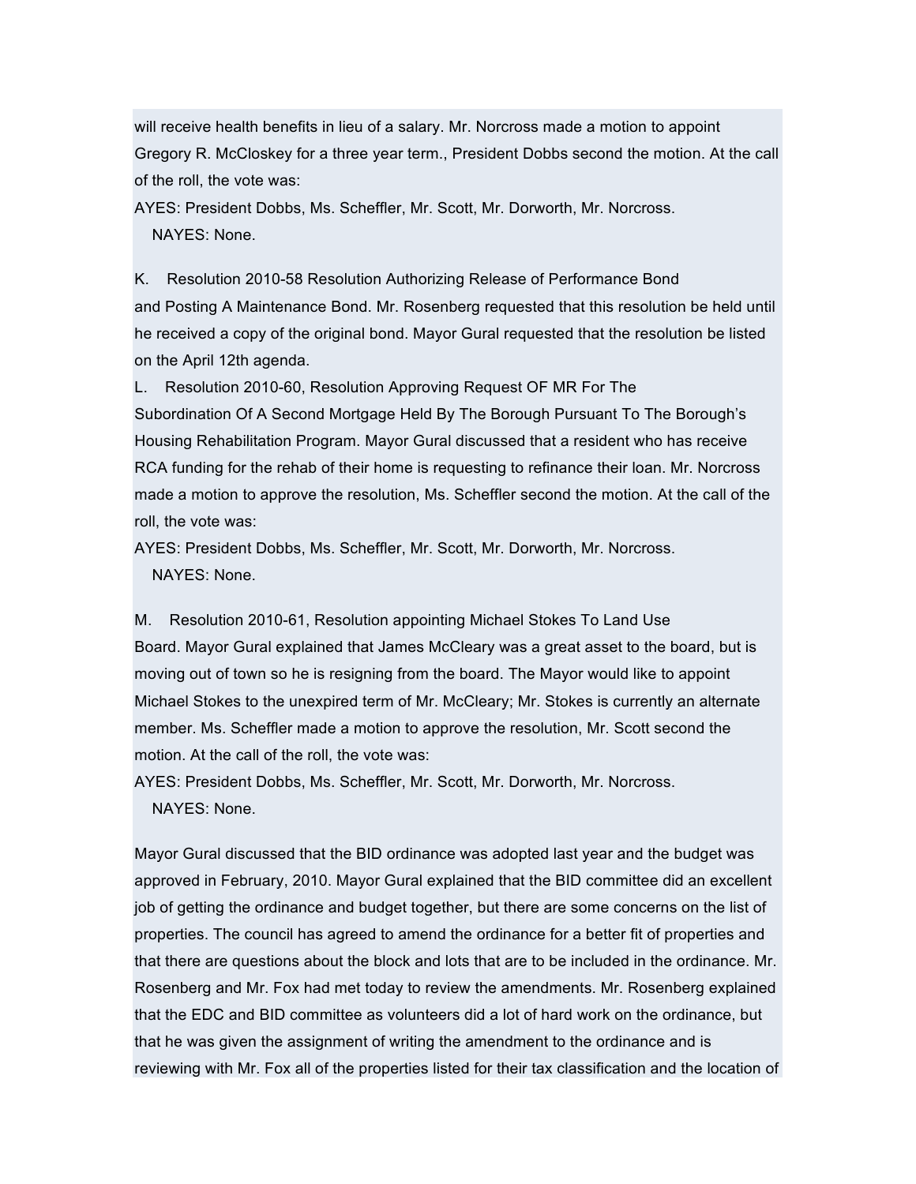will receive health benefits in lieu of a salary. Mr. Norcross made a motion to appoint Gregory R. McCloskey for a three year term., President Dobbs second the motion. At the call of the roll, the vote was:

AYES: President Dobbs, Ms. Scheffler, Mr. Scott, Mr. Dorworth, Mr. Norcross.

NAYES: None.

K. Resolution 2010-58 Resolution Authorizing Release of Performance Bond and Posting A Maintenance Bond. Mr. Rosenberg requested that this resolution be held until he received a copy of the original bond. Mayor Gural requested that the resolution be listed on the April 12th agenda.

L. Resolution 2010-60, Resolution Approving Request OF MR For The Subordination Of A Second Mortgage Held By The Borough Pursuant To The Borough's Housing Rehabilitation Program. Mayor Gural discussed that a resident who has receive RCA funding for the rehab of their home is requesting to refinance their loan. Mr. Norcross made a motion to approve the resolution, Ms. Scheffler second the motion. At the call of the roll, the vote was:

AYES: President Dobbs, Ms. Scheffler, Mr. Scott, Mr. Dorworth, Mr. Norcross.

NAYES: None.

M. Resolution 2010-61, Resolution appointing Michael Stokes To Land Use Board. Mayor Gural explained that James McCleary was a great asset to the board, but is moving out of town so he is resigning from the board. The Mayor would like to appoint Michael Stokes to the unexpired term of Mr. McCleary; Mr. Stokes is currently an alternate member. Ms. Scheffler made a motion to approve the resolution, Mr. Scott second the motion. At the call of the roll, the vote was:

AYES: President Dobbs, Ms. Scheffler, Mr. Scott, Mr. Dorworth, Mr. Norcross.

NAYES: None.

Mayor Gural discussed that the BID ordinance was adopted last year and the budget was approved in February, 2010. Mayor Gural explained that the BID committee did an excellent job of getting the ordinance and budget together, but there are some concerns on the list of properties. The council has agreed to amend the ordinance for a better fit of properties and that there are questions about the block and lots that are to be included in the ordinance. Mr. Rosenberg and Mr. Fox had met today to review the amendments. Mr. Rosenberg explained that the EDC and BID committee as volunteers did a lot of hard work on the ordinance, but that he was given the assignment of writing the amendment to the ordinance and is reviewing with Mr. Fox all of the properties listed for their tax classification and the location of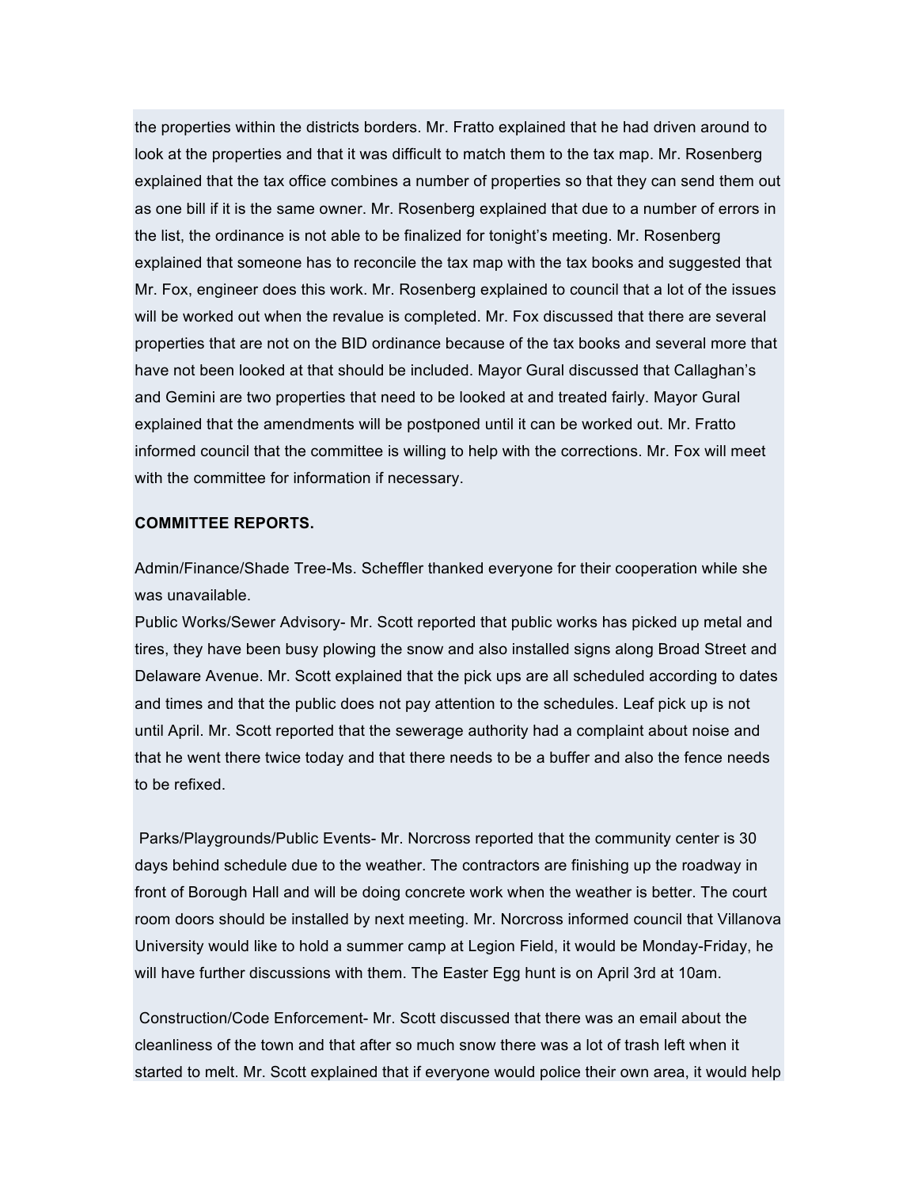the properties within the districts borders. Mr. Fratto explained that he had driven around to look at the properties and that it was difficult to match them to the tax map. Mr. Rosenberg explained that the tax office combines a number of properties so that they can send them out as one bill if it is the same owner. Mr. Rosenberg explained that due to a number of errors in the list, the ordinance is not able to be finalized for tonight's meeting. Mr. Rosenberg explained that someone has to reconcile the tax map with the tax books and suggested that Mr. Fox, engineer does this work. Mr. Rosenberg explained to council that a lot of the issues will be worked out when the revalue is completed. Mr. Fox discussed that there are several properties that are not on the BID ordinance because of the tax books and several more that have not been looked at that should be included. Mayor Gural discussed that Callaghan's and Gemini are two properties that need to be looked at and treated fairly. Mayor Gural explained that the amendments will be postponed until it can be worked out. Mr. Fratto informed council that the committee is willing to help with the corrections. Mr. Fox will meet with the committee for information if necessary.

**COMMITTEE REPORTS.**

Admin/Finance/Shade Tree-Ms. Scheffler thanked everyone for their cooperation while she was unavailable.

Public Works/Sewer Advisory- Mr. Scott reported that public works has picked up metal and tires, they have been busy plowing the snow and also installed signs along Broad Street and Delaware Avenue. Mr. Scott explained that the pick ups are all scheduled according to dates and times and that the public does not pay attention to the schedules. Leaf pick up is not until April. Mr. Scott reported that the sewerage authority had a complaint about noise and that he went there twice today and that there needs to be a buffer and also the fence needs to be refixed.

Parks/Playgrounds/Public Events- Mr. Norcross reported that the community center is 30 days behind schedule due to the weather. The contractors are finishing up the roadway in front of Borough Hall and will be doing concrete work when the weather is better. The court room doors should be installed by next meeting. Mr. Norcross informed council that Villanova University would like to hold a summer camp at Legion Field, it would be Monday-Friday, he will have further discussions with them. The Easter Egg hunt is on April 3rd at 10am.

Construction/Code Enforcement- Mr. Scott discussed that there was an email about the cleanliness of the town and that after so much snow there was a lot of trash left when it started to melt. Mr. Scott explained that if everyone would police their own area, it would help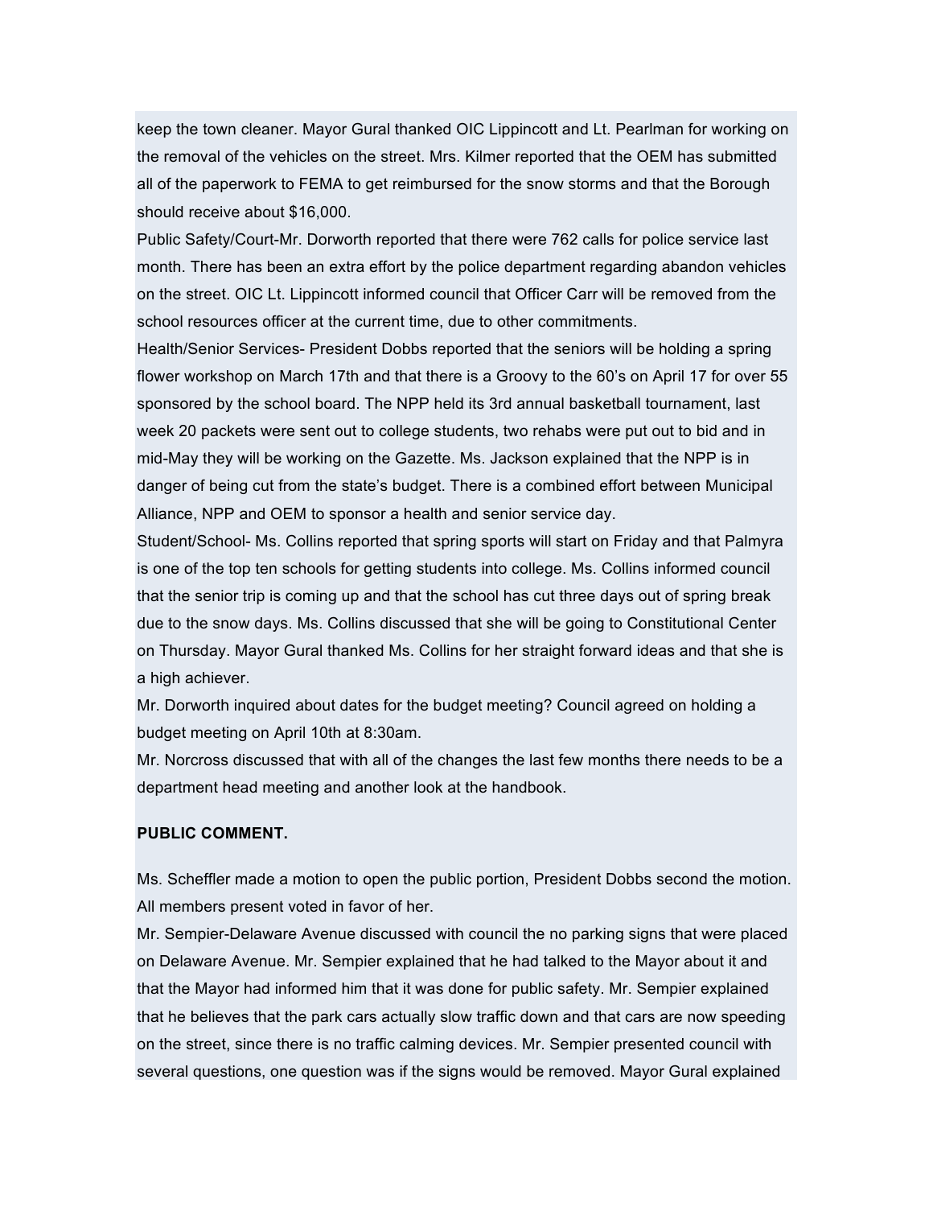keep the town cleaner. Mayor Gural thanked OIC Lippincott and Lt. Pearlman for working on the removal of the vehicles on the street. Mrs. Kilmer reported that the OEM has submitted all of the paperwork to FEMA to get reimbursed for the snow storms and that the Borough should receive about $16,000.

Public Safety/Court-Mr. Dorworth reported that there were 762 calls for police service last month. There has been an extra effort by the police department regarding abandon vehicles on the street. OIC Lt. Lippincott informed council that Officer Carr will be removed from the school resources officer at the current time, due to other commitments.

Health/Senior Services- President Dobbs reported that the seniors will be holding a spring flower workshop on March 17th and that there is a Groovy to the 60's on April 17 for over 55 sponsored by the school board. The NPP held its 3rd annual basketball tournament, last week 20 packets were sent out to college students, two rehabs were put out to bid and in mid-May they will be working on the Gazette. Ms. Jackson explained that the NPP is in danger of being cut from the state's budget. There is a combined effort between Municipal Alliance, NPP and OEM to sponsor a health and senior service day.

Student/School- Ms. Collins reported that spring sports will start on Friday and that Palmyra is one of the top ten schools for getting students into college. Ms. Collins informed council that the senior trip is coming up and that the school has cut three days out of spring break due to the snow days. Ms. Collins discussed that she will be going to Constitutional Center on Thursday. Mayor Gural thanked Ms. Collins for her straight forward ideas and that she is a high achiever.

Mr. Dorworth inquired about dates for the budget meeting? Council agreed on holding a budget meeting on April 10th at 8:30am.

Mr. Norcross discussed that with all of the changes the last few months there needs to be a department head meeting and another look at the handbook.

**PUBLIC COMMENT.**

Ms. Scheffler made a motion to open the public portion, President Dobbs second the motion. All members present voted in favor of her.

Mr. Sempier-Delaware Avenue discussed with council the no parking signs that were placed on Delaware Avenue. Mr. Sempier explained that he had talked to the Mayor about it and that the Mayor had informed him that it was done for public safety. Mr. Sempier explained that he believes that the park cars actually slow traffic down and that cars are now speeding on the street, since there is no traffic calming devices. Mr. Sempier presented council with several questions, one question was if the signs would be removed. Mayor Gural explained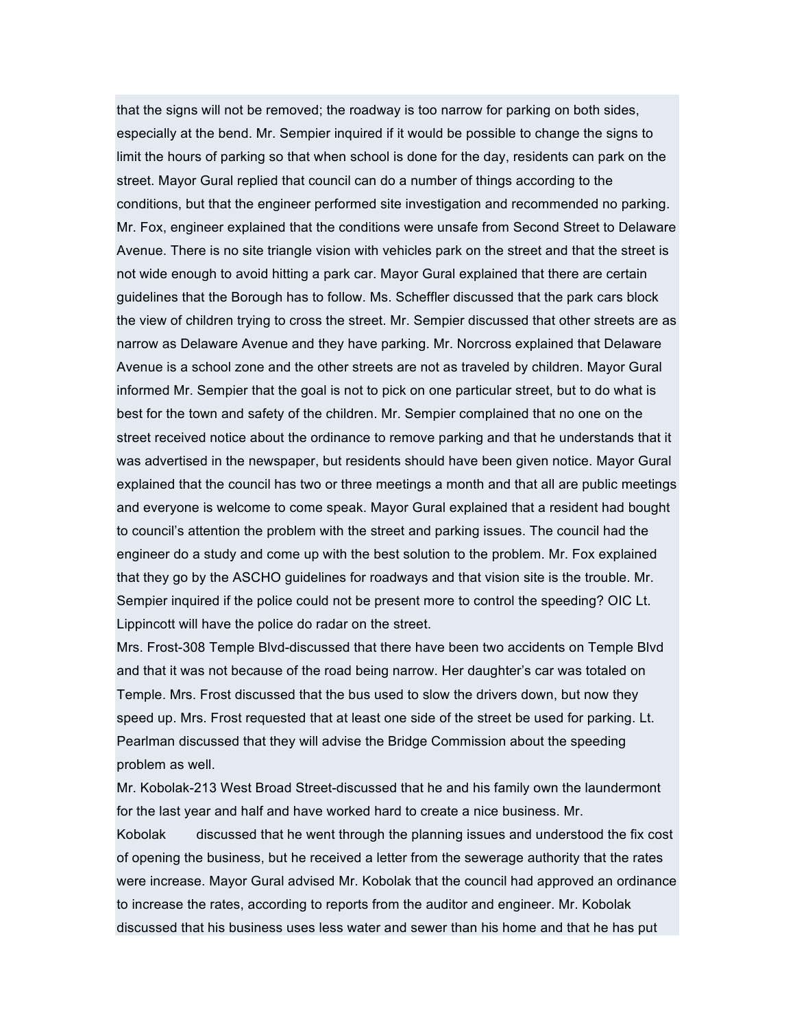that the signs will not be removed; the roadway is too narrow for parking on both sides, especially at the bend. Mr. Sempier inquired if it would be possible to change the signs to limit the hours of parking so that when school is done for the day, residents can park on the street. Mayor Gural replied that council can do a number of things according to the conditions, but that the engineer performed site investigation and recommended no parking. Mr. Fox, engineer explained that the conditions were unsafe from Second Street to Delaware Avenue. There is no site triangle vision with vehicles park on the street and that the street is not wide enough to avoid hitting a park car. Mayor Gural explained that there are certain guidelines that the Borough has to follow. Ms. Scheffler discussed that the park cars block the view of children trying to cross the street. Mr. Sempier discussed that other streets are as narrow as Delaware Avenue and they have parking. Mr. Norcross explained that Delaware Avenue is a school zone and the other streets are not as traveled by children. Mayor Gural informed Mr. Sempier that the goal is not to pick on one particular street, but to do what is best for the town and safety of the children. Mr. Sempier complained that no one on the street received notice about the ordinance to remove parking and that he understands that it was advertised in the newspaper, but residents should have been given notice. Mayor Gural explained that the council has two or three meetings a month and that all are public meetings and everyone is welcome to come speak. Mayor Gural explained that a resident had bought to council's attention the problem with the street and parking issues. The council had the engineer do a study and come up with the best solution to the problem. Mr. Fox explained that they go by the ASCHO guidelines for roadways and that vision site is the trouble. Mr. Sempier inquired if the police could not be present more to control the speeding? OIC Lt. Lippincott will have the police do radar on the street.

Mrs. Frost-308 Temple Blvd-discussed that there have been two accidents on Temple Blvd and that it was not because of the road being narrow. Her daughter's car was totaled on Temple. Mrs. Frost discussed that the bus used to slow the drivers down, but now they speed up. Mrs. Frost requested that at least one side of the street be used for parking. Lt. Pearlman discussed that they will advise the Bridge Commission about the speeding problem as well.

Mr. Kobolak-213 West Broad Street-discussed that he and his family own the laundermont for the last year and half and have worked hard to create a nice business. Mr. Kobolak discussed that he went through the planning issues and understood the fix cost of opening the business, but he received a letter from the sewerage authority that the rates were increase. Mayor Gural advised Mr. Kobolak that the council had approved an ordinance to increase the rates, according to reports from the auditor and engineer. Mr. Kobolak discussed that his business uses less water and sewer than his home and that he has put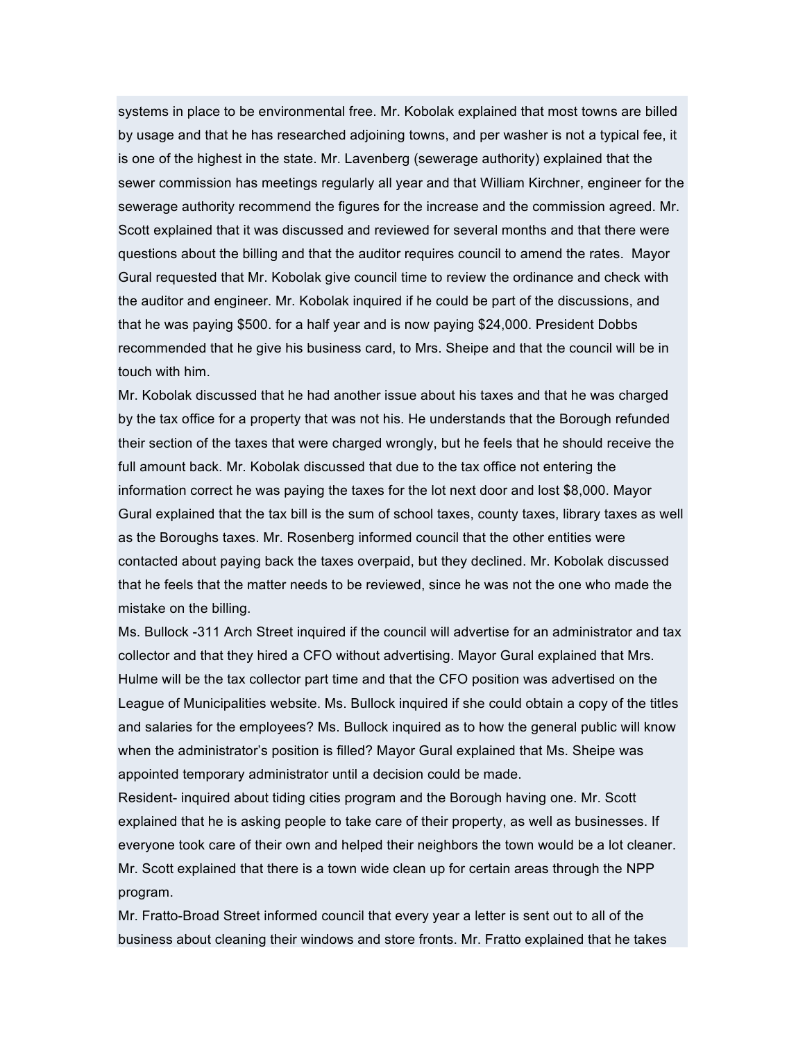systems in place to be environmental free. Mr. Kobolak explained that most towns are billed by usage and that he has researched adjoining towns, and per washer is not a typical fee, it is one of the highest in the state. Mr. Lavenberg (sewerage authority) explained that the sewer commission has meetings regularly all year and that William Kirchner, engineer for the sewerage authority recommend the figures for the increase and the commission agreed. Mr. Scott explained that it was discussed and reviewed for several months and that there were questions about the billing and that the auditor requires council to amend the rates. Mayor Gural requested that Mr. Kobolak give council time to review the ordinance and check with the auditor and engineer. Mr. Kobolak inquired if he could be part of the discussions, and that he was paying $500. for a half year and is now paying $24,000. President Dobbs recommended that he give his business card, to Mrs. Sheipe and that the council will be in touch with him.

Mr. Kobolak discussed that he had another issue about his taxes and that he was charged by the tax office for a property that was not his. He understands that the Borough refunded their section of the taxes that were charged wrongly, but he feels that he should receive the full amount back. Mr. Kobolak discussed that due to the tax office not entering the information correct he was paying the taxes for the lot next door and lost $8,000. Mayor Gural explained that the tax bill is the sum of school taxes, county taxes, library taxes as well as the Boroughs taxes. Mr. Rosenberg informed council that the other entities were contacted about paying back the taxes overpaid, but they declined. Mr. Kobolak discussed that he feels that the matter needs to be reviewed, since he was not the one who made the mistake on the billing.

Ms. Bullock -311 Arch Street inquired if the council will advertise for an administrator and tax collector and that they hired a CFO without advertising. Mayor Gural explained that Mrs. Hulme will be the tax collector part time and that the CFO position was advertised on the League of Municipalities website. Ms. Bullock inquired if she could obtain a copy of the titles and salaries for the employees? Ms. Bullock inquired as to how the general public will know when the administrator's position is filled? Mayor Gural explained that Ms. Sheipe was appointed temporary administrator until a decision could be made.

Resident- inquired about tiding cities program and the Borough having one. Mr. Scott explained that he is asking people to take care of their property, as well as businesses. If everyone took care of their own and helped their neighbors the town would be a lot cleaner. Mr. Scott explained that there is a town wide clean up for certain areas through the NPP program.

Mr. Fratto-Broad Street informed council that every year a letter is sent out to all of the business about cleaning their windows and store fronts. Mr. Fratto explained that he takes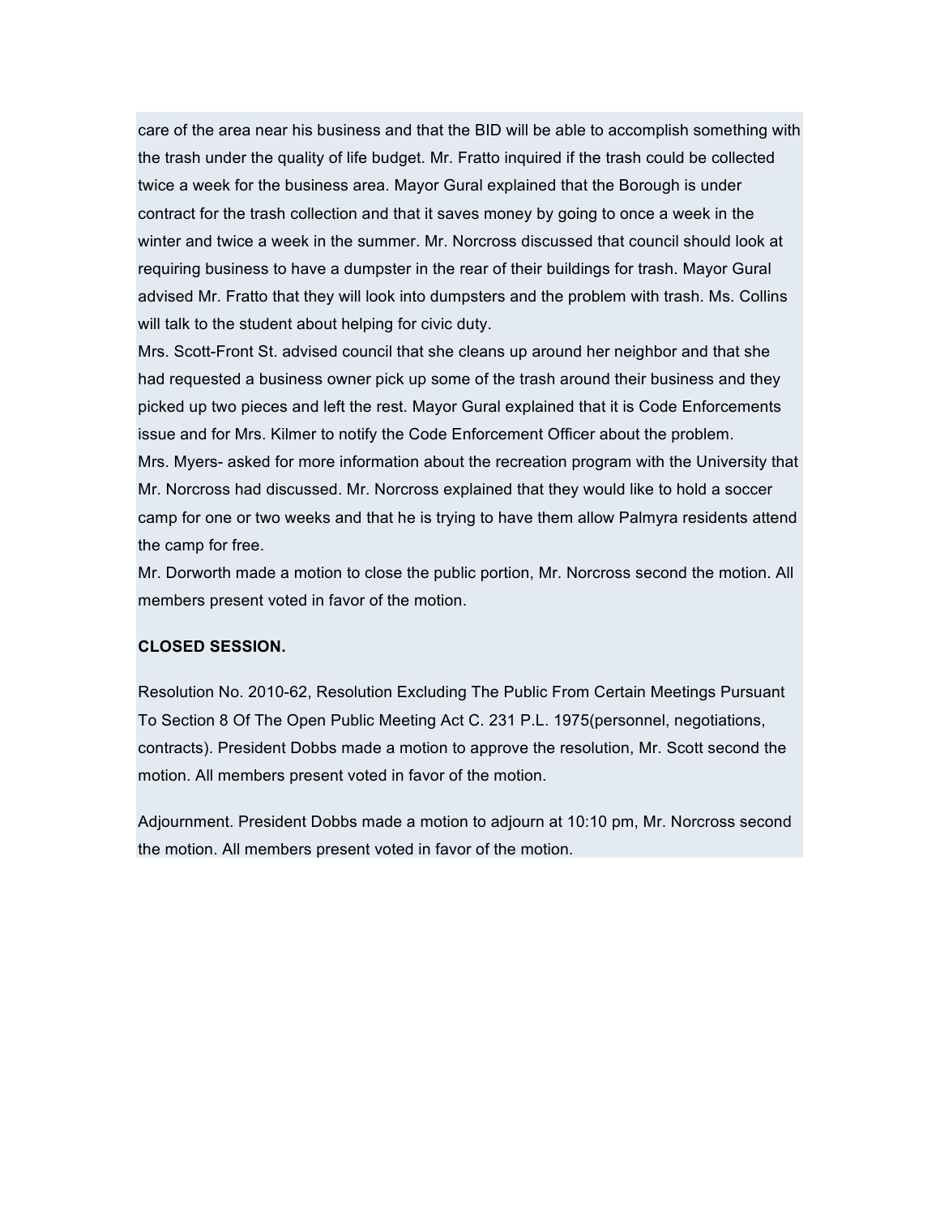care of the area near his business and that the BID will be able to accomplish something with the trash under the quality of life budget. Mr. Fratto inquired if the trash could be collected twice a week for the business area. Mayor Gural explained that the Borough is under contract for the trash collection and that it saves money by going to once a week in the winter and twice a week in the summer. Mr. Norcross discussed that council should look at requiring business to have a dumpster in the rear of their buildings for trash. Mayor Gural advised Mr. Fratto that they will look into dumpsters and the problem with trash. Ms. Collins will talk to the student about helping for civic duty.

Mrs. Scott-Front St. advised council that she cleans up around her neighbor and that she had requested a business owner pick up some of the trash around their business and they picked up two pieces and left the rest. Mayor Gural explained that it is Code Enforcements issue and for Mrs. Kilmer to notify the Code Enforcement Officer about the problem.

Mrs. Myers- asked for more information about the recreation program with the University that Mr. Norcross had discussed. Mr. Norcross explained that they would like to hold a soccer camp for one or two weeks and that he is trying to have them allow Palmyra residents attend the camp for free.

Mr. Dorworth made a motion to close the public portion, Mr. Norcross second the motion. All members present voted in favor of the motion.

**CLOSED SESSION.**

Resolution No. 2010-62, Resolution Excluding The Public From Certain Meetings Pursuant To Section 8 Of The Open Public Meeting Act C. 231 P.L. 1975(personnel, negotiations, contracts). President Dobbs made a motion to approve the resolution, Mr. Scott second the motion. All members present voted in favor of the motion.

Adjournment. President Dobbs made a motion to adjourn at 10:10 pm, Mr. Norcross second the motion. All members present voted in favor of the motion.